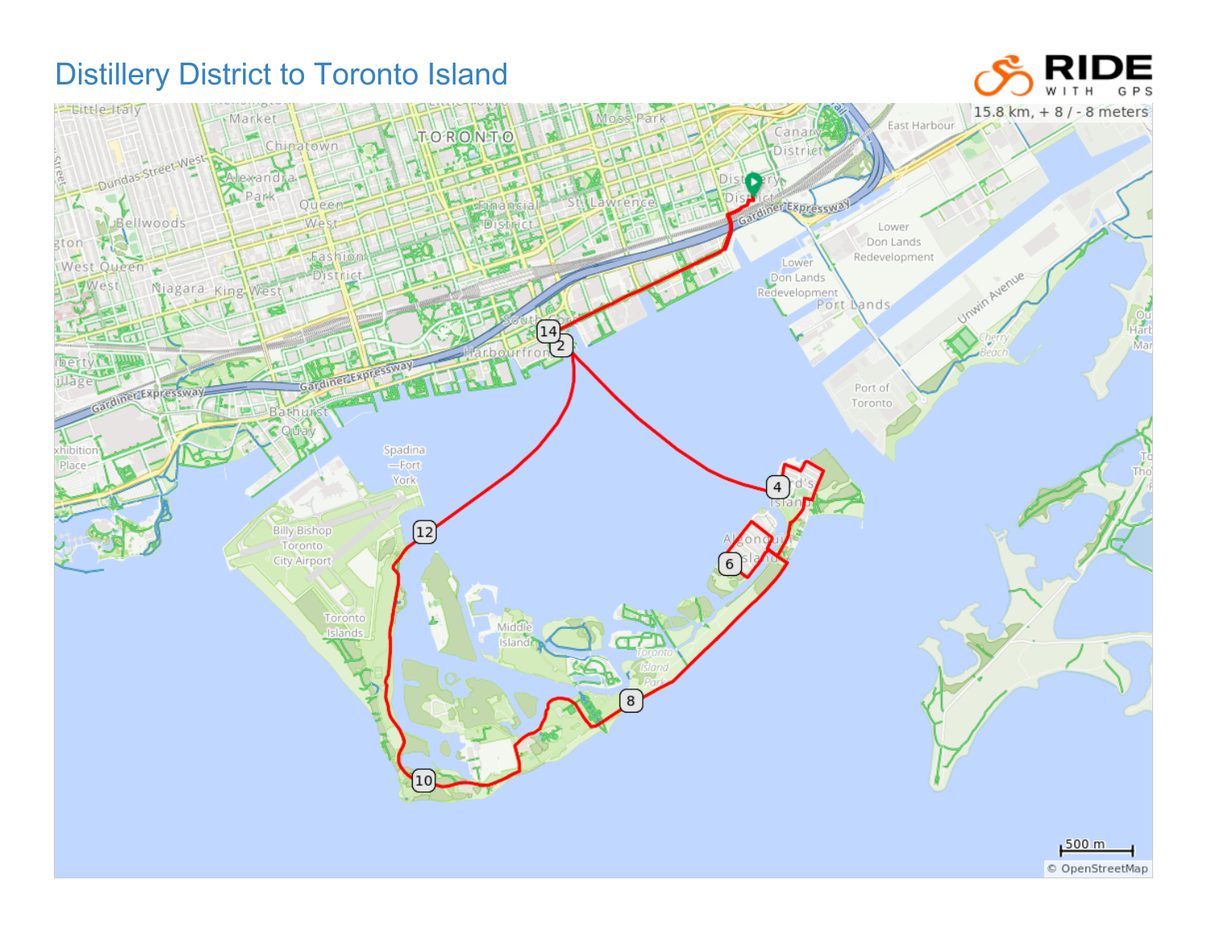# Distillery District to Toronto Island

RIDE WITH GPS

15.8 km, + 8 / - 8 meters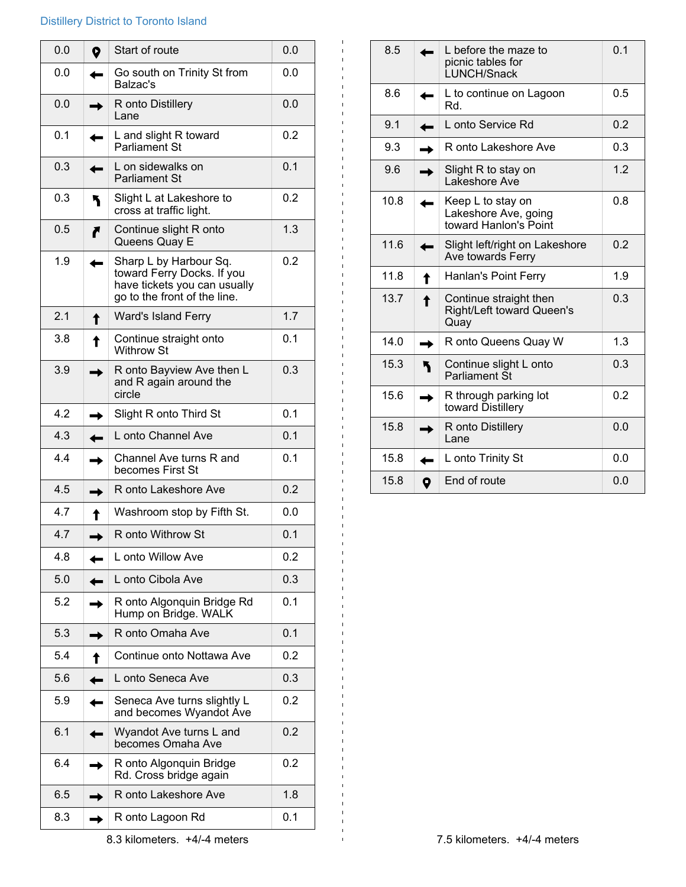Distillery District to Toronto Island

| | | | |
|---|---|---|---|
| 0.0 | | Start of route | 0.0 |
| 0.0 | ← | Go south on Trinity St from Balzac's | 0.0 |
| 0.0 | → | R onto Distillery Lane | 0.0 |
| 0.1 | ← | L and slight R toward Parliament St | 0.2 |
| 0.3 | ← | L on sidewalks on Parliament St | 0.1 |
| 0.3 | ↰ | Slight L at Lakeshore to cross at traffic light. | 0.2 |
| 0.5 | ↱ | Continue slight R onto Queens Quay E | 1.3 |
| 1.9 | ← | Sharp L by Harbour Sq. toward Ferry Docks. If you have tickets you can usually go to the front of the line. | 0.2 |
| 2.1 | ↑ | Ward's Island Ferry | 1.7 |
| 3.8 | ↑ | Continue straight onto Withrow St | 0.1 |
| 3.9 | → | R onto Bayview Ave then L and R again around the circle | 0.3 |
| 4.2 | → | Slight R onto Third St | 0.1 |
| 4.3 | ← | L onto Channel Ave | 0.1 |
| 4.4 | → | Channel Ave turns R and becomes First St | 0.1 |
| 4.5 | → | R onto Lakeshore Ave | 0.2 |
| 4.7 | ↑ | Washroom stop by Fifth St. | 0.0 |
| 4.7 | → | R onto Withrow St | 0.1 |
| 4.8 | ← | L onto Willow Ave | 0.2 |
| 5.0 | ← | L onto Cibola Ave | 0.3 |
| 5.2 | → | R onto Algonquin Bridge Rd Hump on Bridge. WALK | 0.1 |
| 5.3 | → | R onto Omaha Ave | 0.1 |
| 5.4 | ↑ | Continue onto Nottawa Ave | 0.2 |
| 5.6 | ← | L onto Seneca Ave | 0.3 |
| 5.9 | ← | Seneca Ave turns slightly L and becomes Wyandot Ave | 0.2 |
| 6.1 | ← | Wyandot Ave turns L and becomes Omaha Ave | 0.2 |
| 6.4 | → | R onto Algonquin Bridge Rd. Cross bridge again | 0.2 |
| 6.5 | → | R onto Lakeshore Ave | 1.8 |
| 8.3 | → | R onto Lagoon Rd | 0.1 |

8.3 kilometers. +4/-4 meters

| | | | |
|---|---|---|---|
| 8.5 | ← | L before the maze to picnic tables for LUNCH/Snack | 0.1 |
| 8.6 | ← | L to continue on Lagoon Rd. | 0.5 |
| 9.1 | ← | L onto Service Rd | 0.2 |
| 9.3 | → | R onto Lakeshore Ave | 0.3 |
| 9.6 | → | Slight R to stay on Lakeshore Ave | 1.2 |
| 10.8 | ← | Keep L to stay on Lakeshore Ave, going toward Hanlon's Point | 0.8 |
| 11.6 | ← | Slight left/right on Lakeshore Ave towards Ferry | 0.2 |
| 11.8 | ↑ | Hanlan's Point Ferry | 1.9 |
| 13.7 | ↑ | Continue straight then Right/Left toward Queen's Quay | 0.3 |
| 14.0 | → | R onto Queens Quay W | 1.3 |
| 15.3 | ↰ | Continue slight L onto Parliament St | 0.3 |
| 15.6 | → | R through parking lot toward Distillery | 0.2 |
| 15.8 | → | R onto Distillery Lane | 0.0 |
| 15.8 | ← | L onto Trinity St | 0.0 |
| 15.8 | | End of route | 0.0 |

7.5 kilometers. +4/-4 meters